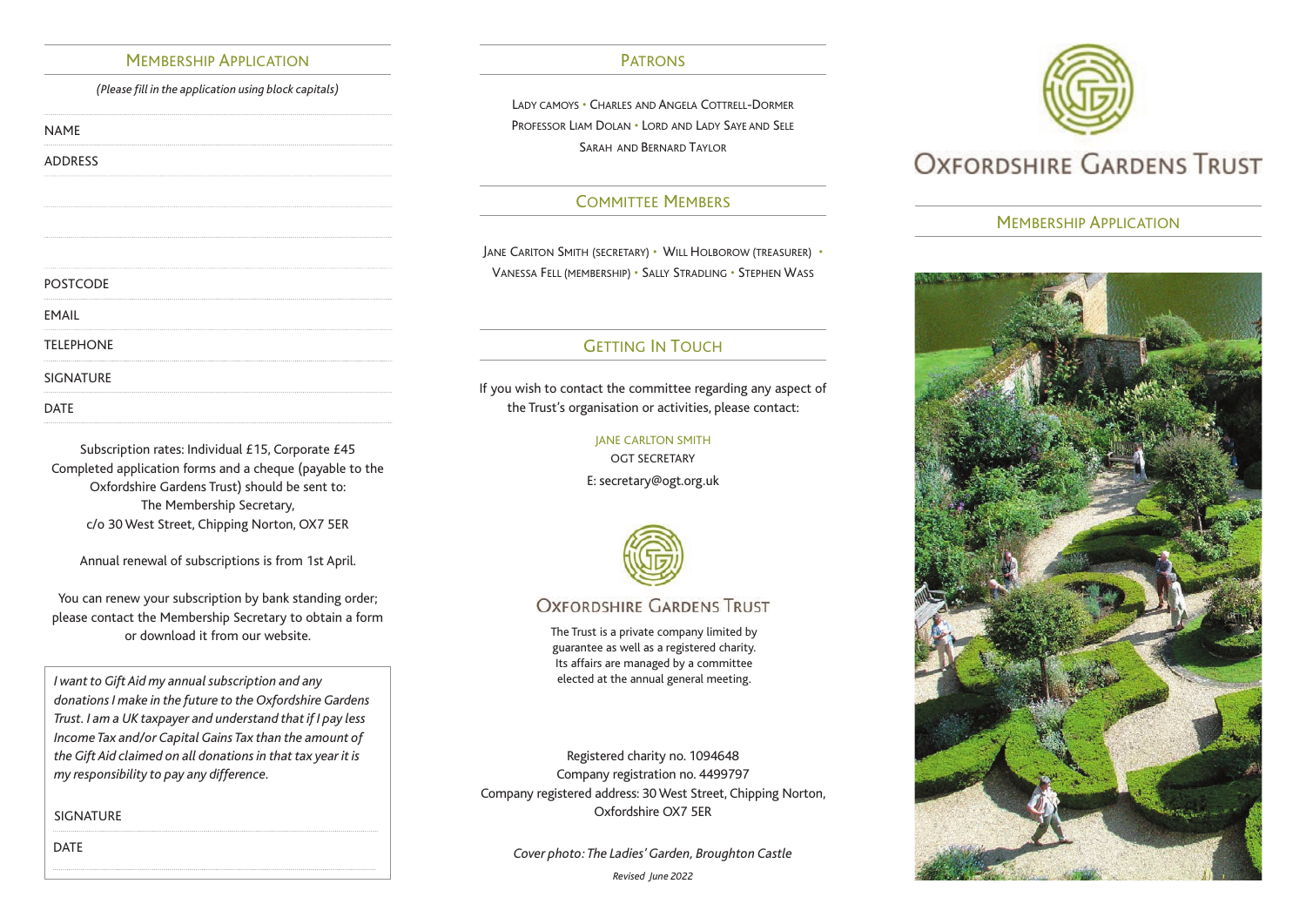## Membership Application

*(Please fill in the application using block capitals)*

NAME

ADDRESS

POSTCODE

EMAIL

TELEPHONE

SIGNATURE

DATE

Subscription rates: Individual £15, Corporate £45
Completed application forms and a cheque (payable to the Oxfordshire Gardens Trust) should be sent to:
The Membership Secretary,
c/o 30 West Street, Chipping Norton, OX7 5ER

Annual renewal of subscriptions is from 1st April.

You can renew your subscription by bank standing order; please contact the Membership Secretary to obtain a form or download it from our website.

*I want to Gift Aid my annual subscription and any donations I make in the future to the Oxfordshire Gardens Trust. I am a UK taxpayer and understand that if I pay less Income Tax and/or Capital Gains Tax than the amount of the Gift Aid claimed on all donations in that tax year it is my responsibility to pay any difference.*

SIGNATURE

DATE

## Patrons

Lady Camoys • Charles and Angela Cottrell-Dormer
Professor Liam Dolan • Lord and Lady Saye and Sele
Sarah and Bernard Taylor

## Committee Members

Jane Cariton Smith (Secretary) • Will Holborow (Treasurer) • Vanessa Fell (Membership) • Sally Stradling • Stephen Wass

## Getting In Touch

If you wish to contact the committee regarding any aspect of the Trust's organisation or activities, please contact:

JANE CARLTON SMITH
OGT SECRETARY
E: secretary@ogt.org.uk

**Oxfordshire Gardens Trust**

The Trust is a private company limited by guarantee as well as a registered charity. Its affairs are managed by a committee elected at the annual general meeting.

Registered charity no. 1094648
Company registration no. 4499797
Company registered address: 30 West Street, Chipping Norton, Oxfordshire OX7 5ER

*Cover photo: The Ladies' Garden, Broughton Castle*

*Revised June 2022*

# Oxfordshire Gardens Trust

## Membership Application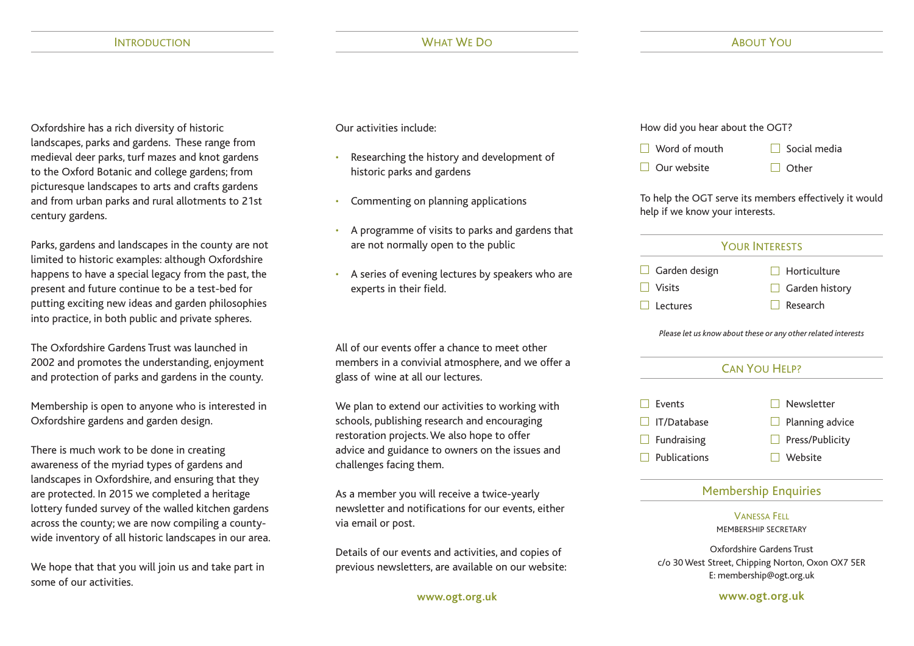## Introduction

Oxfordshire has a rich diversity of historic landscapes, parks and gardens. These range from medieval deer parks, turf mazes and knot gardens to the Oxford Botanic and college gardens; from picturesque landscapes to arts and crafts gardens and from urban parks and rural allotments to 21st century gardens.

Parks, gardens and landscapes in the county are not limited to historic examples: although Oxfordshire happens to have a special legacy from the past, the present and future continue to be a test-bed for putting exciting new ideas and garden philosophies into practice, in both public and private spheres.

The Oxfordshire Gardens Trust was launched in 2002 and promotes the understanding, enjoyment and protection of parks and gardens in the county.

Membership is open to anyone who is interested in Oxfordshire gardens and garden design.

There is much work to be done in creating awareness of the myriad types of gardens and landscapes in Oxfordshire, and ensuring that they are protected. In 2015 we completed a heritage lottery funded survey of the walled kitchen gardens across the county; we are now compiling a county-wide inventory of all historic landscapes in our area.

We hope that that you will join us and take part in some of our activities.

## What We Do

Our activities include:

- Researching the history and development of historic parks and gardens
- Commenting on planning applications
- A programme of visits to parks and gardens that are not normally open to the public
- A series of evening lectures by speakers who are experts in their field.

All of our events offer a chance to meet other members in a convivial atmosphere, and we offer a glass of wine at all our lectures.

We plan to extend our activities to working with schools, publishing research and encouraging restoration projects. We also hope to offer advice and guidance to owners on the issues and challenges facing them.

As a member you will receive a twice-yearly newsletter and notifications for our events, either via email or post.

Details of our events and activities, and copies of previous newsletters, are available on our website:

**www.ogt.org.uk**

## About You

How did you hear about the OGT?

- ☐ Word of mouth
- ☐ Social media
- ☐ Our website
- ☐ Other

To help the OGT serve its members effectively it would help if we know your interests.

### Your Interests

- ☐ Garden design
- ☐ Horticulture
- ☐ Visits
- ☐ Garden history
- ☐ Lectures
- ☐ Research

*Please let us know about these or any other related interests*

### Can You Help?

- ☐ Events
- ☐ Newsletter
- ☐ IT/Database
- ☐ Planning advice
- ☐ Fundraising
- ☐ Press/Publicity
- ☐ Publications
- ☐ Website

### Membership Enquiries

Vanessa Fell
MEMBERSHIP SECRETARY

Oxfordshire Gardens Trust
c/o 30 West Street, Chipping Norton, Oxon OX7 5ER
E: membership@ogt.org.uk

**www.ogt.org.uk**